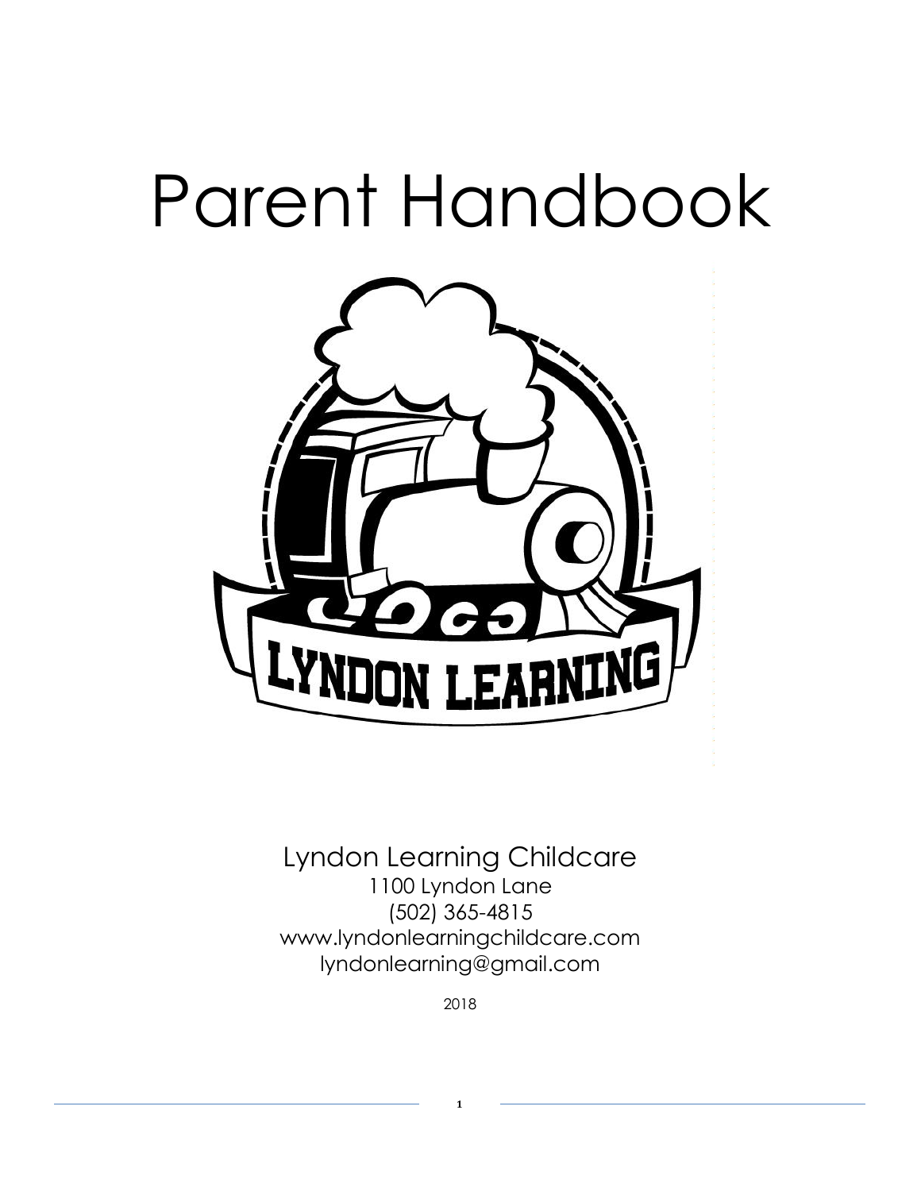# Parent Handbook

Lyndon Learning Childcare

1100 Lyndon Lane

(502) 365-4815

www.lyndonlearningchildcare.com

lyndonlearning@gmail.com

2018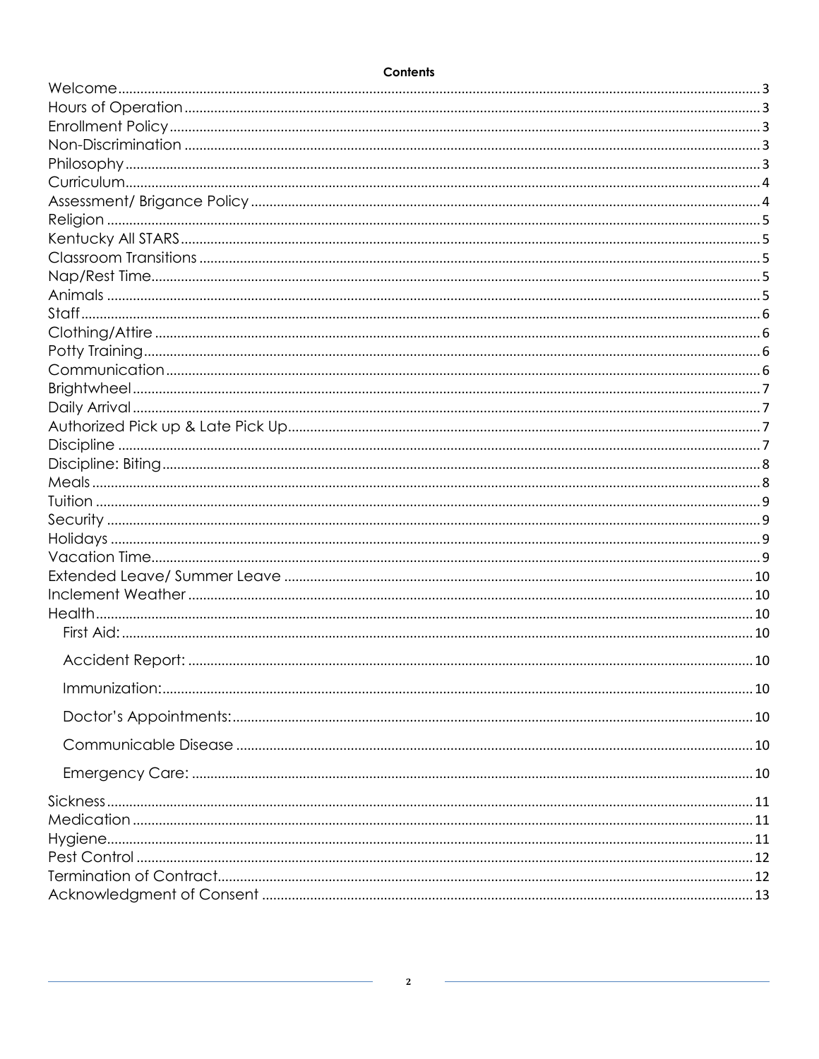**Contents**

| | |
|---|---|
| Welcome | 3 |
| Hours of Operation | 3 |
| Enrollment Policy | 3 |
| Non-Discrimination | 3 |
| Philosophy | 3 |
| Curriculum | 4 |
| Assessment/ Brigance Policy | 4 |
| Religion | 5 |
| Kentucky All STARS | 5 |
| Classroom Transitions | 5 |
| Nap/Rest Time | 5 |
| Animals | 5 |
| Staff | 6 |
| Clothing/Attire | 6 |
| Potty Training | 6 |
| Communication | 6 |
| Brightwheel | 7 |
| Daily Arrival | 7 |
| Authorized Pick up & Late Pick Up | 7 |
| Discipline | 7 |
| Discipline: Biting | 8 |
| Meals | 8 |
| Tuition | 9 |
| Security | 9 |
| Holidays | 9 |
| Vacation Time | 9 |
| Extended Leave/ Summer Leave | 10 |
| Inclement Weather | 10 |
| Health | 10 |
| First Aid: | 10 |
| Accident Report: | 10 |
| Immunization: | 10 |
| Doctor's Appointments: | 10 |
| Communicable Disease | 10 |
| Emergency Care: | 10 |
| Sickness | 11 |
| Medication | 11 |
| Hygiene | 11 |
| Pest Control | 12 |
| Termination of Contract | 12 |
| Acknowledgment of Consent | 13 |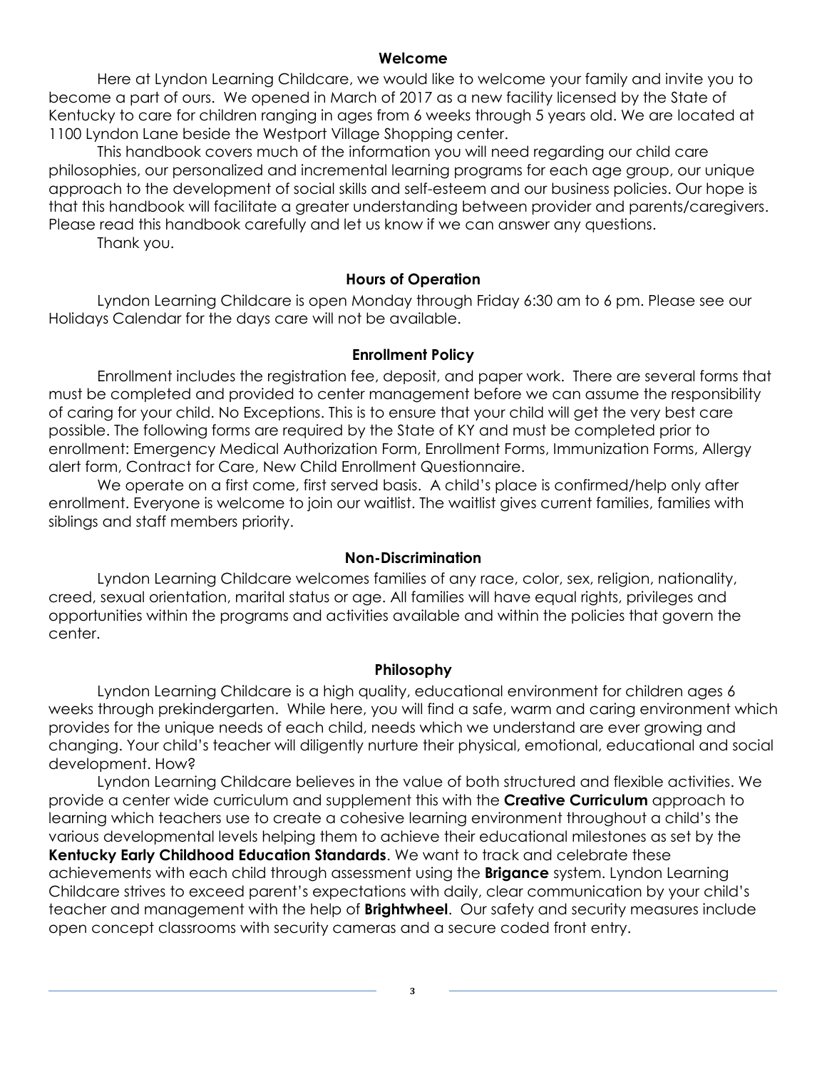## Welcome

Here at Lyndon Learning Childcare, we would like to welcome your family and invite you to become a part of ours. We opened in March of 2017 as a new facility licensed by the State of Kentucky to care for children ranging in ages from 6 weeks through 5 years old. We are located at 1100 Lyndon Lane beside the Westport Village Shopping center.

This handbook covers much of the information you will need regarding our child care philosophies, our personalized and incremental learning programs for each age group, our unique approach to the development of social skills and self-esteem and our business policies. Our hope is that this handbook will facilitate a greater understanding between provider and parents/caregivers. Please read this handbook carefully and let us know if we can answer any questions.

Thank you.

## Hours of Operation

Lyndon Learning Childcare is open Monday through Friday 6:30 am to 6 pm. Please see our Holidays Calendar for the days care will not be available.

## Enrollment Policy

Enrollment includes the registration fee, deposit, and paper work. There are several forms that must be completed and provided to center management before we can assume the responsibility of caring for your child. No Exceptions. This is to ensure that your child will get the very best care possible. The following forms are required by the State of KY and must be completed prior to enrollment: Emergency Medical Authorization Form, Enrollment Forms, Immunization Forms, Allergy alert form, Contract for Care, New Child Enrollment Questionnaire.

We operate on a first come, first served basis. A child's place is confirmed/help only after enrollment. Everyone is welcome to join our waitlist. The waitlist gives current families, families with siblings and staff members priority.

## Non-Discrimination

Lyndon Learning Childcare welcomes families of any race, color, sex, religion, nationality, creed, sexual orientation, marital status or age. All families will have equal rights, privileges and opportunities within the programs and activities available and within the policies that govern the center.

## Philosophy

Lyndon Learning Childcare is a high quality, educational environment for children ages 6 weeks through prekindergarten. While here, you will find a safe, warm and caring environment which provides for the unique needs of each child, needs which we understand are ever growing and changing. Your child's teacher will diligently nurture their physical, emotional, educational and social development. How?

Lyndon Learning Childcare believes in the value of both structured and flexible activities. We provide a center wide curriculum and supplement this with the **Creative Curriculum** approach to learning which teachers use to create a cohesive learning environment throughout a child's the various developmental levels helping them to achieve their educational milestones as set by the **Kentucky Early Childhood Education Standards**. We want to track and celebrate these achievements with each child through assessment using the **Brigance** system. Lyndon Learning Childcare strives to exceed parent's expectations with daily, clear communication by your child's teacher and management with the help of **Brightwheel**. Our safety and security measures include open concept classrooms with security cameras and a secure coded front entry.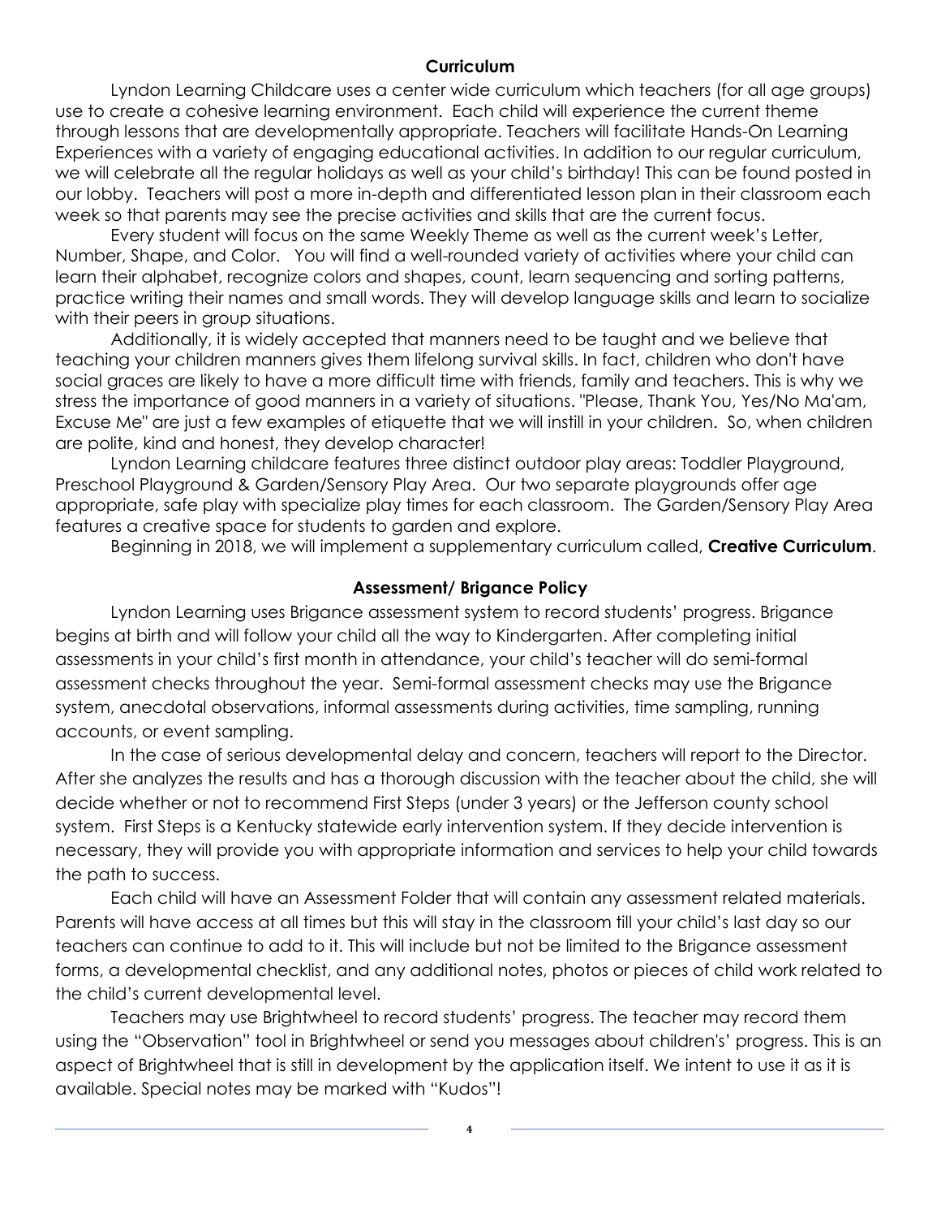## Curriculum

Lyndon Learning Childcare uses a center wide curriculum which teachers (for all age groups) use to create a cohesive learning environment. Each child will experience the current theme through lessons that are developmentally appropriate. Teachers will facilitate Hands-On Learning Experiences with a variety of engaging educational activities. In addition to our regular curriculum, we will celebrate all the regular holidays as well as your child's birthday! This can be found posted in our lobby. Teachers will post a more in-depth and differentiated lesson plan in their classroom each week so that parents may see the precise activities and skills that are the current focus.

Every student will focus on the same Weekly Theme as well as the current week's Letter, Number, Shape, and Color. You will find a well-rounded variety of activities where your child can learn their alphabet, recognize colors and shapes, count, learn sequencing and sorting patterns, practice writing their names and small words. They will develop language skills and learn to socialize with their peers in group situations.

Additionally, it is widely accepted that manners need to be taught and we believe that teaching your children manners gives them lifelong survival skills. In fact, children who don't have social graces are likely to have a more difficult time with friends, family and teachers. This is why we stress the importance of good manners in a variety of situations. "Please, Thank You, Yes/No Ma'am, Excuse Me" are just a few examples of etiquette that we will instill in your children. So, when children are polite, kind and honest, they develop character!

Lyndon Learning childcare features three distinct outdoor play areas: Toddler Playground, Preschool Playground & Garden/Sensory Play Area. Our two separate playgrounds offer age appropriate, safe play with specialize play times for each classroom. The Garden/Sensory Play Area features a creative space for students to garden and explore.

Beginning in 2018, we will implement a supplementary curriculum called, **Creative Curriculum**.

## Assessment/ Brigance Policy

Lyndon Learning uses Brigance assessment system to record students' progress. Brigance begins at birth and will follow your child all the way to Kindergarten. After completing initial assessments in your child's first month in attendance, your child's teacher will do semi-formal assessment checks throughout the year. Semi-formal assessment checks may use the Brigance system, anecdotal observations, informal assessments during activities, time sampling, running accounts, or event sampling.

In the case of serious developmental delay and concern, teachers will report to the Director. After she analyzes the results and has a thorough discussion with the teacher about the child, she will decide whether or not to recommend First Steps (under 3 years) or the Jefferson county school system. First Steps is a Kentucky statewide early intervention system. If they decide intervention is necessary, they will provide you with appropriate information and services to help your child towards the path to success.

Each child will have an Assessment Folder that will contain any assessment related materials. Parents will have access at all times but this will stay in the classroom till your child's last day so our teachers can continue to add to it. This will include but not be limited to the Brigance assessment forms, a developmental checklist, and any additional notes, photos or pieces of child work related to the child's current developmental level.

Teachers may use Brightwheel to record students' progress. The teacher may record them using the "Observation" tool in Brightwheel or send you messages about children's' progress. This is an aspect of Brightwheel that is still in development by the application itself. We intent to use it as it is available. Special notes may be marked with "Kudos"!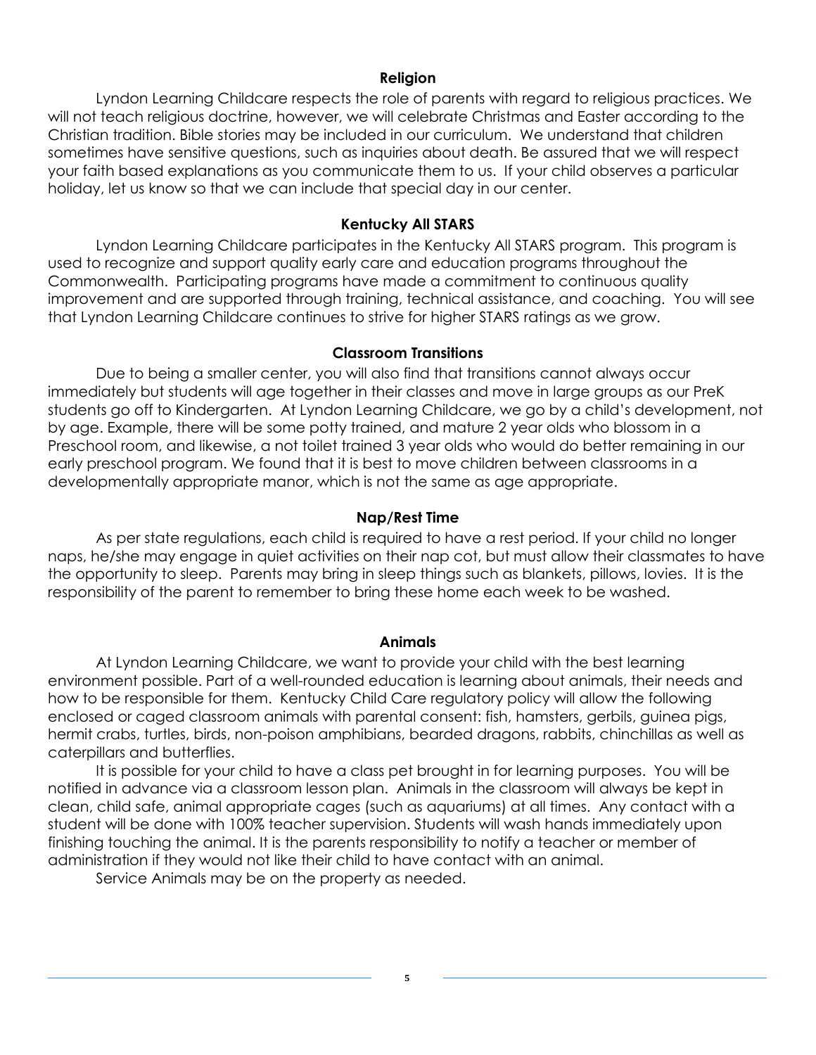## Religion

Lyndon Learning Childcare respects the role of parents with regard to religious practices. We will not teach religious doctrine, however, we will celebrate Christmas and Easter according to the Christian tradition. Bible stories may be included in our curriculum. We understand that children sometimes have sensitive questions, such as inquiries about death. Be assured that we will respect your faith based explanations as you communicate them to us. If your child observes a particular holiday, let us know so that we can include that special day in our center.

## Kentucky All STARS

Lyndon Learning Childcare participates in the Kentucky All STARS program. This program is used to recognize and support quality early care and education programs throughout the Commonwealth. Participating programs have made a commitment to continuous quality improvement and are supported through training, technical assistance, and coaching. You will see that Lyndon Learning Childcare continues to strive for higher STARS ratings as we grow.

## Classroom Transitions

Due to being a smaller center, you will also find that transitions cannot always occur immediately but students will age together in their classes and move in large groups as our PreK students go off to Kindergarten. At Lyndon Learning Childcare, we go by a child's development, not by age. Example, there will be some potty trained, and mature 2 year olds who blossom in a Preschool room, and likewise, a not toilet trained 3 year olds who would do better remaining in our early preschool program. We found that it is best to move children between classrooms in a developmentally appropriate manor, which is not the same as age appropriate.

## Nap/Rest Time

As per state regulations, each child is required to have a rest period. If your child no longer naps, he/she may engage in quiet activities on their nap cot, but must allow their classmates to have the opportunity to sleep. Parents may bring in sleep things such as blankets, pillows, lovies. It is the responsibility of the parent to remember to bring these home each week to be washed.

## Animals

At Lyndon Learning Childcare, we want to provide your child with the best learning environment possible. Part of a well-rounded education is learning about animals, their needs and how to be responsible for them. Kentucky Child Care regulatory policy will allow the following enclosed or caged classroom animals with parental consent: fish, hamsters, gerbils, guinea pigs, hermit crabs, turtles, birds, non-poison amphibians, bearded dragons, rabbits, chinchillas as well as caterpillars and butterflies.

It is possible for your child to have a class pet brought in for learning purposes. You will be notified in advance via a classroom lesson plan. Animals in the classroom will always be kept in clean, child safe, animal appropriate cages (such as aquariums) at all times. Any contact with a student will be done with 100% teacher supervision. Students will wash hands immediately upon finishing touching the animal. It is the parents responsibility to notify a teacher or member of administration if they would not like their child to have contact with an animal.

Service Animals may be on the property as needed.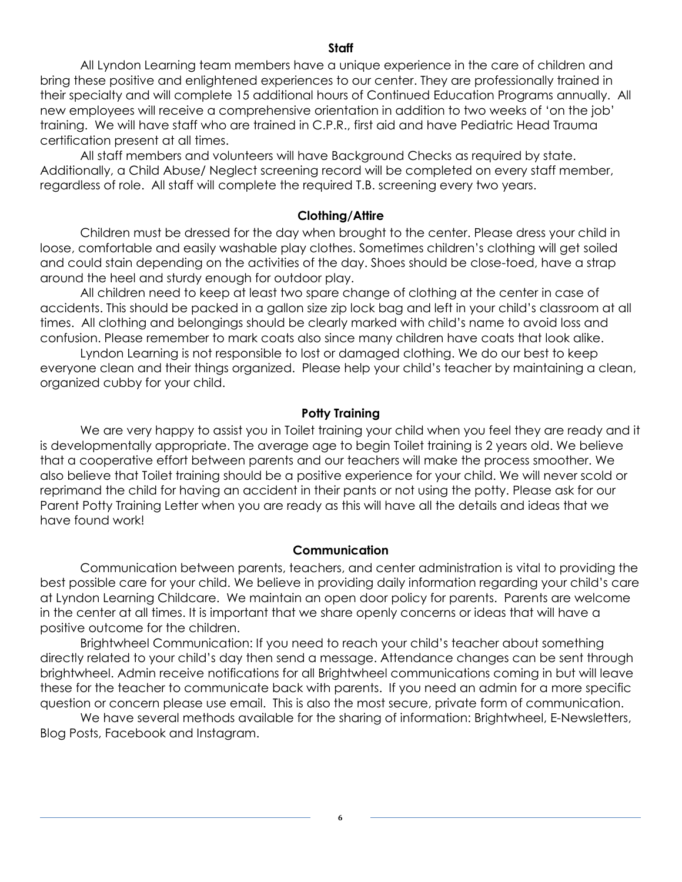## Staff

All Lyndon Learning team members have a unique experience in the care of children and bring these positive and enlightened experiences to our center. They are professionally trained in their specialty and will complete 15 additional hours of Continued Education Programs annually. All new employees will receive a comprehensive orientation in addition to two weeks of 'on the job' training. We will have staff who are trained in C.P.R., first aid and have Pediatric Head Trauma certification present at all times.

All staff members and volunteers will have Background Checks as required by state. Additionally, a Child Abuse/ Neglect screening record will be completed on every staff member, regardless of role. All staff will complete the required T.B. screening every two years.

## Clothing/Attire

Children must be dressed for the day when brought to the center. Please dress your child in loose, comfortable and easily washable play clothes. Sometimes children's clothing will get soiled and could stain depending on the activities of the day. Shoes should be close-toed, have a strap around the heel and sturdy enough for outdoor play.

All children need to keep at least two spare change of clothing at the center in case of accidents. This should be packed in a gallon size zip lock bag and left in your child's classroom at all times. All clothing and belongings should be clearly marked with child's name to avoid loss and confusion. Please remember to mark coats also since many children have coats that look alike.

Lyndon Learning is not responsible to lost or damaged clothing. We do our best to keep everyone clean and their things organized. Please help your child's teacher by maintaining a clean, organized cubby for your child.

## Potty Training

We are very happy to assist you in Toilet training your child when you feel they are ready and it is developmentally appropriate. The average age to begin Toilet training is 2 years old. We believe that a cooperative effort between parents and our teachers will make the process smoother. We also believe that Toilet training should be a positive experience for your child. We will never scold or reprimand the child for having an accident in their pants or not using the potty. Please ask for our Parent Potty Training Letter when you are ready as this will have all the details and ideas that we have found work!

## Communication

Communication between parents, teachers, and center administration is vital to providing the best possible care for your child. We believe in providing daily information regarding your child's care at Lyndon Learning Childcare. We maintain an open door policy for parents. Parents are welcome in the center at all times. It is important that we share openly concerns or ideas that will have a positive outcome for the children.

Brightwheel Communication: If you need to reach your child's teacher about something directly related to your child's day then send a message. Attendance changes can be sent through brightwheel. Admin receive notifications for all Brightwheel communications coming in but will leave these for the teacher to communicate back with parents. If you need an admin for a more specific question or concern please use email. This is also the most secure, private form of communication.

We have several methods available for the sharing of information: Brightwheel, E-Newsletters, Blog Posts, Facebook and Instagram.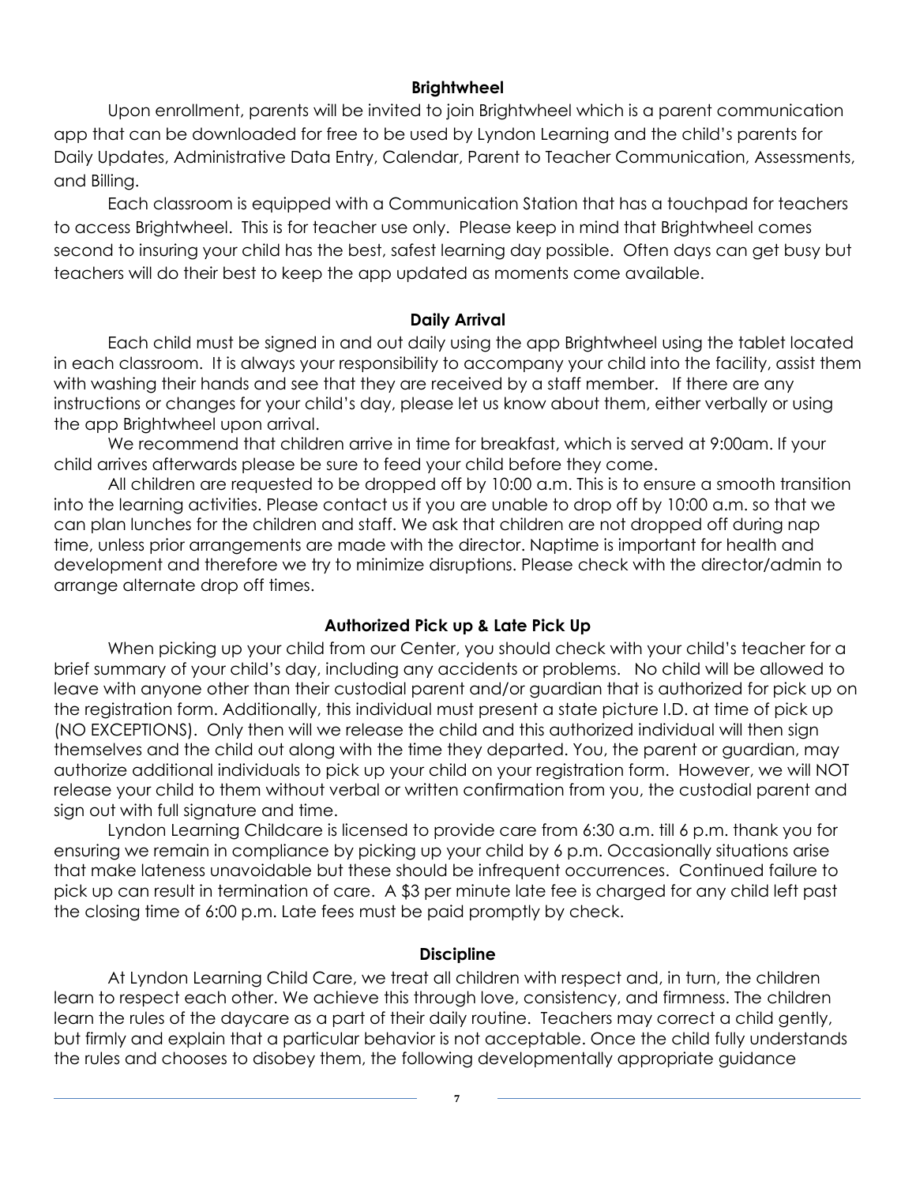## Brightwheel

Upon enrollment, parents will be invited to join Brightwheel which is a parent communication app that can be downloaded for free to be used by Lyndon Learning and the child's parents for Daily Updates, Administrative Data Entry, Calendar, Parent to Teacher Communication, Assessments, and Billing.

Each classroom is equipped with a Communication Station that has a touchpad for teachers to access Brightwheel. This is for teacher use only. Please keep in mind that Brightwheel comes second to insuring your child has the best, safest learning day possible. Often days can get busy but teachers will do their best to keep the app updated as moments come available.

## Daily Arrival

Each child must be signed in and out daily using the app Brightwheel using the tablet located in each classroom. It is always your responsibility to accompany your child into the facility, assist them with washing their hands and see that they are received by a staff member. If there are any instructions or changes for your child's day, please let us know about them, either verbally or using the app Brightwheel upon arrival.

We recommend that children arrive in time for breakfast, which is served at 9:00am. If your child arrives afterwards please be sure to feed your child before they come.

All children are requested to be dropped off by 10:00 a.m. This is to ensure a smooth transition into the learning activities. Please contact us if you are unable to drop off by 10:00 a.m. so that we can plan lunches for the children and staff. We ask that children are not dropped off during nap time, unless prior arrangements are made with the director. Naptime is important for health and development and therefore we try to minimize disruptions. Please check with the director/admin to arrange alternate drop off times.

## Authorized Pick up & Late Pick Up

When picking up your child from our Center, you should check with your child's teacher for a brief summary of your child's day, including any accidents or problems. No child will be allowed to leave with anyone other than their custodial parent and/or guardian that is authorized for pick up on the registration form. Additionally, this individual must present a state picture I.D. at time of pick up (NO EXCEPTIONS). Only then will we release the child and this authorized individual will then sign themselves and the child out along with the time they departed. You, the parent or guardian, may authorize additional individuals to pick up your child on your registration form. However, we will NOT release your child to them without verbal or written confirmation from you, the custodial parent and sign out with full signature and time.

Lyndon Learning Childcare is licensed to provide care from 6:30 a.m. till 6 p.m. thank you for ensuring we remain in compliance by picking up your child by 6 p.m. Occasionally situations arise that make lateness unavoidable but these should be infrequent occurrences. Continued failure to pick up can result in termination of care. A $3 per minute late fee is charged for any child left past the closing time of 6:00 p.m. Late fees must be paid promptly by check.

## Discipline

At Lyndon Learning Child Care, we treat all children with respect and, in turn, the children learn to respect each other. We achieve this through love, consistency, and firmness. The children learn the rules of the daycare as a part of their daily routine. Teachers may correct a child gently, but firmly and explain that a particular behavior is not acceptable. Once the child fully understands the rules and chooses to disobey them, the following developmentally appropriate guidance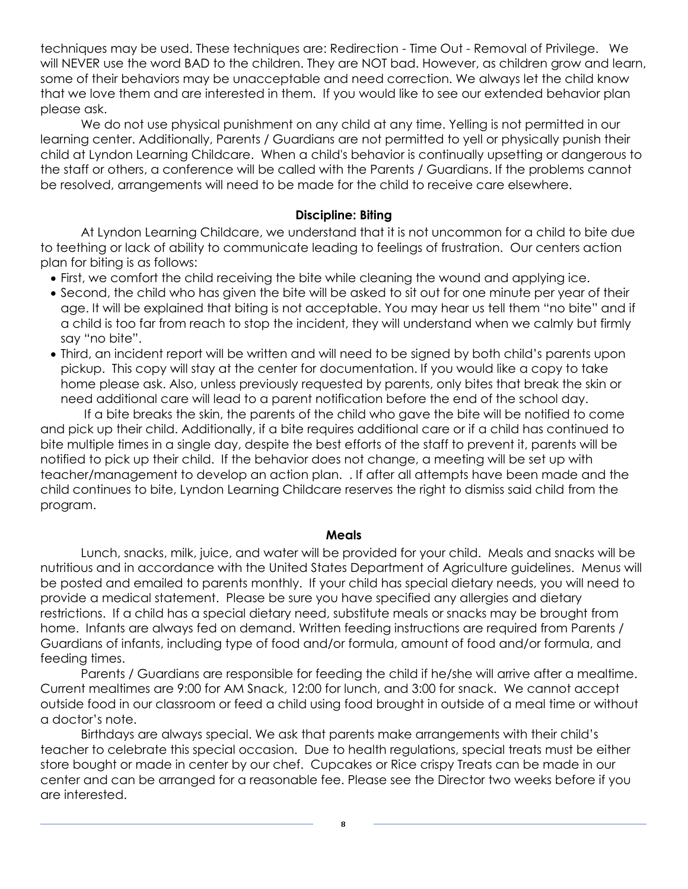techniques may be used. These techniques are: Redirection - Time Out - Removal of Privilege. We will NEVER use the word BAD to the children. They are NOT bad. However, as children grow and learn, some of their behaviors may be unacceptable and need correction. We always let the child know that we love them and are interested in them. If you would like to see our extended behavior plan please ask.

We do not use physical punishment on any child at any time. Yelling is not permitted in our learning center. Additionally, Parents / Guardians are not permitted to yell or physically punish their child at Lyndon Learning Childcare. When a child's behavior is continually upsetting or dangerous to the staff or others, a conference will be called with the Parents / Guardians. If the problems cannot be resolved, arrangements will need to be made for the child to receive care elsewhere.

### Discipline: Biting

At Lyndon Learning Childcare, we understand that it is not uncommon for a child to bite due to teething or lack of ability to communicate leading to feelings of frustration. Our centers action plan for biting is as follows:

- First, we comfort the child receiving the bite while cleaning the wound and applying ice.
- Second, the child who has given the bite will be asked to sit out for one minute per year of their age. It will be explained that biting is not acceptable. You may hear us tell them "no bite" and if a child is too far from reach to stop the incident, they will understand when we calmly but firmly say "no bite".
- Third, an incident report will be written and will need to be signed by both child's parents upon pickup. This copy will stay at the center for documentation. If you would like a copy to take home please ask. Also, unless previously requested by parents, only bites that break the skin or need additional care will lead to a parent notification before the end of the school day.

If a bite breaks the skin, the parents of the child who gave the bite will be notified to come and pick up their child. Additionally, if a bite requires additional care or if a child has continued to bite multiple times in a single day, despite the best efforts of the staff to prevent it, parents will be notified to pick up their child. If the behavior does not change, a meeting will be set up with teacher/management to develop an action plan. . If after all attempts have been made and the child continues to bite, Lyndon Learning Childcare reserves the right to dismiss said child from the program.

### Meals

Lunch, snacks, milk, juice, and water will be provided for your child. Meals and snacks will be nutritious and in accordance with the United States Department of Agriculture guidelines. Menus will be posted and emailed to parents monthly. If your child has special dietary needs, you will need to provide a medical statement. Please be sure you have specified any allergies and dietary restrictions. If a child has a special dietary need, substitute meals or snacks may be brought from home. Infants are always fed on demand. Written feeding instructions are required from Parents / Guardians of infants, including type of food and/or formula, amount of food and/or formula, and feeding times.

Parents / Guardians are responsible for feeding the child if he/she will arrive after a mealtime. Current mealtimes are 9:00 for AM Snack, 12:00 for lunch, and 3:00 for snack. We cannot accept outside food in our classroom or feed a child using food brought in outside of a meal time or without a doctor's note.

Birthdays are always special. We ask that parents make arrangements with their child's teacher to celebrate this special occasion. Due to health regulations, special treats must be either store bought or made in center by our chef. Cupcakes or Rice crispy Treats can be made in our center and can be arranged for a reasonable fee. Please see the Director two weeks before if you are interested.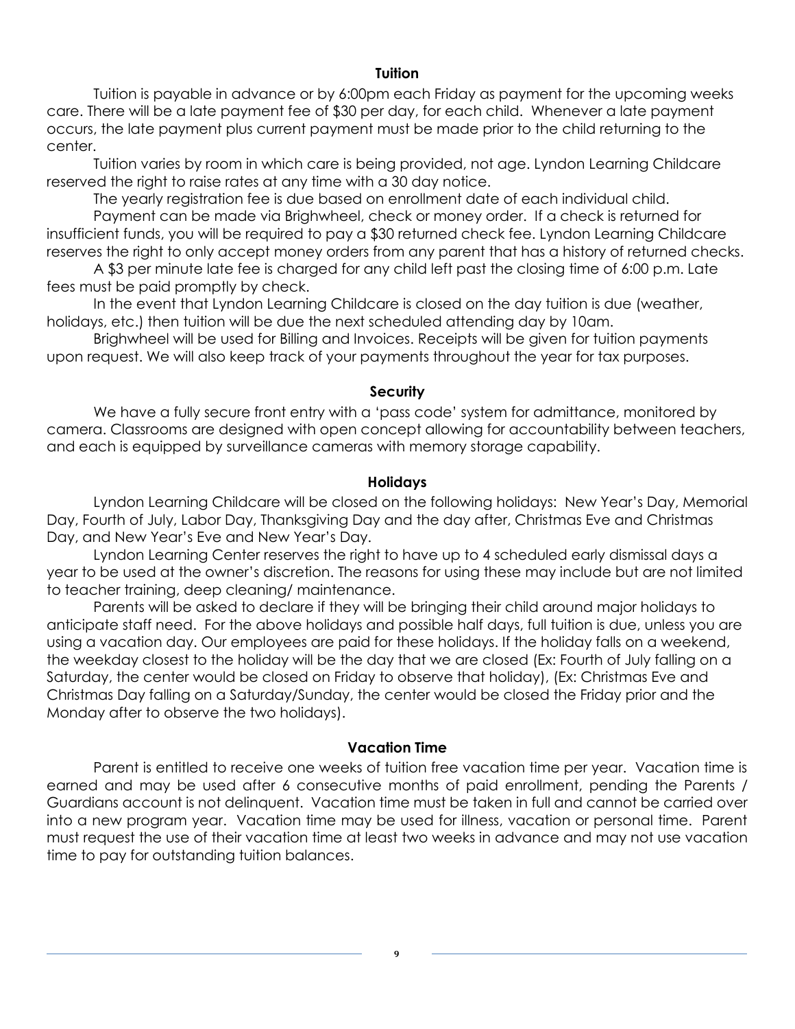## Tuition

Tuition is payable in advance or by 6:00pm each Friday as payment for the upcoming weeks care. There will be a late payment fee of $30 per day, for each child. Whenever a late payment occurs, the late payment plus current payment must be made prior to the child returning to the center.

Tuition varies by room in which care is being provided, not age. Lyndon Learning Childcare reserved the right to raise rates at any time with a 30 day notice.

The yearly registration fee is due based on enrollment date of each individual child.

Payment can be made via Brighwheel, check or money order. If a check is returned for insufficient funds, you will be required to pay a $30 returned check fee. Lyndon Learning Childcare reserves the right to only accept money orders from any parent that has a history of returned checks.

A $3 per minute late fee is charged for any child left past the closing time of 6:00 p.m. Late fees must be paid promptly by check.

In the event that Lyndon Learning Childcare is closed on the day tuition is due (weather, holidays, etc.) then tuition will be due the next scheduled attending day by 10am.

Brighwheel will be used for Billing and Invoices. Receipts will be given for tuition payments upon request. We will also keep track of your payments throughout the year for tax purposes.

## Security

We have a fully secure front entry with a 'pass code' system for admittance, monitored by camera. Classrooms are designed with open concept allowing for accountability between teachers, and each is equipped by surveillance cameras with memory storage capability.

## Holidays

Lyndon Learning Childcare will be closed on the following holidays: New Year's Day, Memorial Day, Fourth of July, Labor Day, Thanksgiving Day and the day after, Christmas Eve and Christmas Day, and New Year's Eve and New Year's Day.

Lyndon Learning Center reserves the right to have up to 4 scheduled early dismissal days a year to be used at the owner's discretion. The reasons for using these may include but are not limited to teacher training, deep cleaning/ maintenance.

Parents will be asked to declare if they will be bringing their child around major holidays to anticipate staff need. For the above holidays and possible half days, full tuition is due, unless you are using a vacation day. Our employees are paid for these holidays. If the holiday falls on a weekend, the weekday closest to the holiday will be the day that we are closed (Ex: Fourth of July falling on a Saturday, the center would be closed on Friday to observe that holiday), (Ex: Christmas Eve and Christmas Day falling on a Saturday/Sunday, the center would be closed the Friday prior and the Monday after to observe the two holidays).

## Vacation Time

Parent is entitled to receive one weeks of tuition free vacation time per year. Vacation time is earned and may be used after 6 consecutive months of paid enrollment, pending the Parents / Guardians account is not delinquent. Vacation time must be taken in full and cannot be carried over into a new program year. Vacation time may be used for illness, vacation or personal time. Parent must request the use of their vacation time at least two weeks in advance and may not use vacation time to pay for outstanding tuition balances.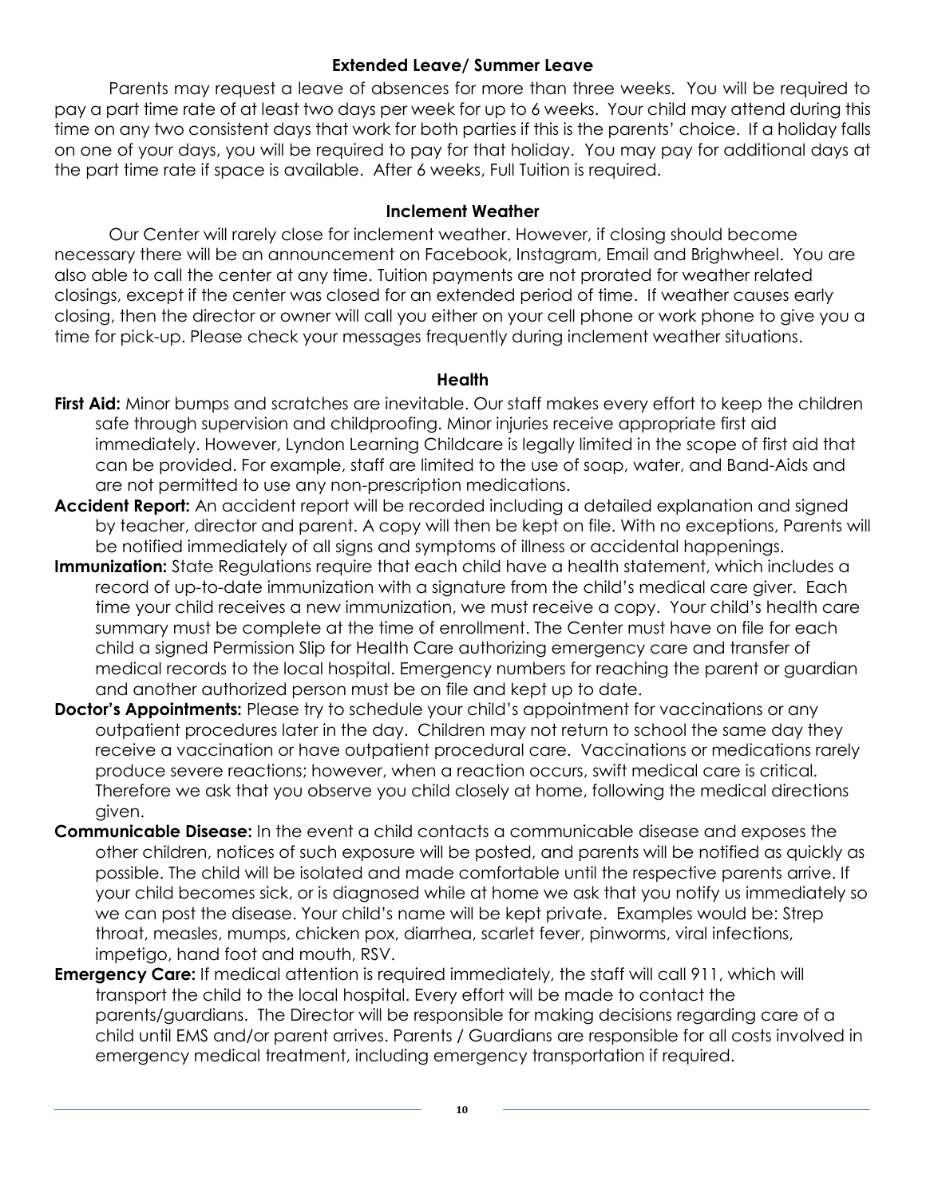## Extended Leave/ Summer Leave

Parents may request a leave of absences for more than three weeks. You will be required to pay a part time rate of at least two days per week for up to 6 weeks. Your child may attend during this time on any two consistent days that work for both parties if this is the parents' choice. If a holiday falls on one of your days, you will be required to pay for that holiday. You may pay for additional days at the part time rate if space is available. After 6 weeks, Full Tuition is required.

## Inclement Weather

Our Center will rarely close for inclement weather. However, if closing should become necessary there will be an announcement on Facebook, Instagram, Email and Brighwheel. You are also able to call the center at any time. Tuition payments are not prorated for weather related closings, except if the center was closed for an extended period of time. If weather causes early closing, then the director or owner will call you either on your cell phone or work phone to give you a time for pick-up. Please check your messages frequently during inclement weather situations.

## Health

**First Aid:** Minor bumps and scratches are inevitable. Our staff makes every effort to keep the children safe through supervision and childproofing. Minor injuries receive appropriate first aid immediately. However, Lyndon Learning Childcare is legally limited in the scope of first aid that can be provided. For example, staff are limited to the use of soap, water, and Band-Aids and are not permitted to use any non-prescription medications.

**Accident Report:** An accident report will be recorded including a detailed explanation and signed by teacher, director and parent. A copy will then be kept on file. With no exceptions, Parents will be notified immediately of all signs and symptoms of illness or accidental happenings.

**Immunization:** State Regulations require that each child have a health statement, which includes a record of up-to-date immunization with a signature from the child's medical care giver. Each time your child receives a new immunization, we must receive a copy. Your child's health care summary must be complete at the time of enrollment. The Center must have on file for each child a signed Permission Slip for Health Care authorizing emergency care and transfer of medical records to the local hospital. Emergency numbers for reaching the parent or guardian and another authorized person must be on file and kept up to date.

**Doctor's Appointments:** Please try to schedule your child's appointment for vaccinations or any outpatient procedures later in the day. Children may not return to school the same day they receive a vaccination or have outpatient procedural care. Vaccinations or medications rarely produce severe reactions; however, when a reaction occurs, swift medical care is critical. Therefore we ask that you observe you child closely at home, following the medical directions given.

**Communicable Disease:** In the event a child contacts a communicable disease and exposes the other children, notices of such exposure will be posted, and parents will be notified as quickly as possible. The child will be isolated and made comfortable until the respective parents arrive. If your child becomes sick, or is diagnosed while at home we ask that you notify us immediately so we can post the disease. Your child's name will be kept private. Examples would be: Strep throat, measles, mumps, chicken pox, diarrhea, scarlet fever, pinworms, viral infections, impetigo, hand foot and mouth, RSV.

**Emergency Care:** If medical attention is required immediately, the staff will call 911, which will transport the child to the local hospital. Every effort will be made to contact the parents/guardians. The Director will be responsible for making decisions regarding care of a child until EMS and/or parent arrives. Parents / Guardians are responsible for all costs involved in emergency medical treatment, including emergency transportation if required.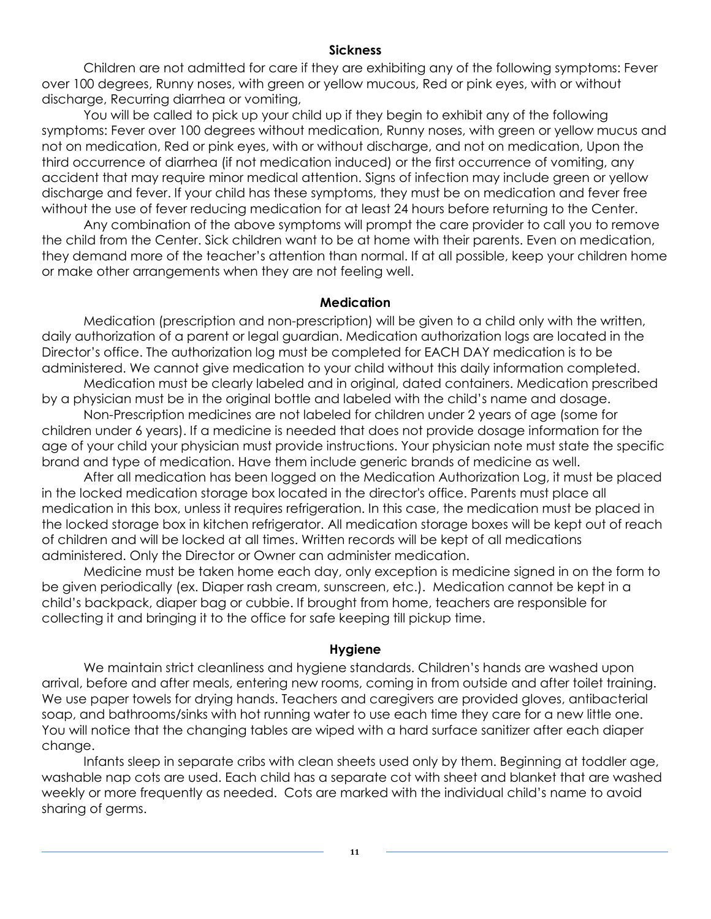## Sickness

Children are not admitted for care if they are exhibiting any of the following symptoms: Fever over 100 degrees, Runny noses, with green or yellow mucous, Red or pink eyes, with or without discharge, Recurring diarrhea or vomiting,

You will be called to pick up your child up if they begin to exhibit any of the following symptoms: Fever over 100 degrees without medication, Runny noses, with green or yellow mucus and not on medication, Red or pink eyes, with or without discharge, and not on medication, Upon the third occurrence of diarrhea (if not medication induced) or the first occurrence of vomiting, any accident that may require minor medical attention. Signs of infection may include green or yellow discharge and fever. If your child has these symptoms, they must be on medication and fever free without the use of fever reducing medication for at least 24 hours before returning to the Center.

Any combination of the above symptoms will prompt the care provider to call you to remove the child from the Center. Sick children want to be at home with their parents. Even on medication, they demand more of the teacher's attention than normal. If at all possible, keep your children home or make other arrangements when they are not feeling well.

## Medication

Medication (prescription and non-prescription) will be given to a child only with the written, daily authorization of a parent or legal guardian. Medication authorization logs are located in the Director's office. The authorization log must be completed for EACH DAY medication is to be administered. We cannot give medication to your child without this daily information completed.

Medication must be clearly labeled and in original, dated containers. Medication prescribed by a physician must be in the original bottle and labeled with the child's name and dosage.

Non-Prescription medicines are not labeled for children under 2 years of age (some for children under 6 years). If a medicine is needed that does not provide dosage information for the age of your child your physician must provide instructions. Your physician note must state the specific brand and type of medication. Have them include generic brands of medicine as well.

After all medication has been logged on the Medication Authorization Log, it must be placed in the locked medication storage box located in the director's office. Parents must place all medication in this box, unless it requires refrigeration. In this case, the medication must be placed in the locked storage box in kitchen refrigerator. All medication storage boxes will be kept out of reach of children and will be locked at all times. Written records will be kept of all medications administered. Only the Director or Owner can administer medication.

Medicine must be taken home each day, only exception is medicine signed in on the form to be given periodically (ex. Diaper rash cream, sunscreen, etc.). Medication cannot be kept in a child's backpack, diaper bag or cubbie. If brought from home, teachers are responsible for collecting it and bringing it to the office for safe keeping till pickup time.

## Hygiene

We maintain strict cleanliness and hygiene standards. Children's hands are washed upon arrival, before and after meals, entering new rooms, coming in from outside and after toilet training. We use paper towels for drying hands. Teachers and caregivers are provided gloves, antibacterial soap, and bathrooms/sinks with hot running water to use each time they care for a new little one. You will notice that the changing tables are wiped with a hard surface sanitizer after each diaper change.

Infants sleep in separate cribs with clean sheets used only by them. Beginning at toddler age, washable nap cots are used. Each child has a separate cot with sheet and blanket that are washed weekly or more frequently as needed. Cots are marked with the individual child's name to avoid sharing of germs.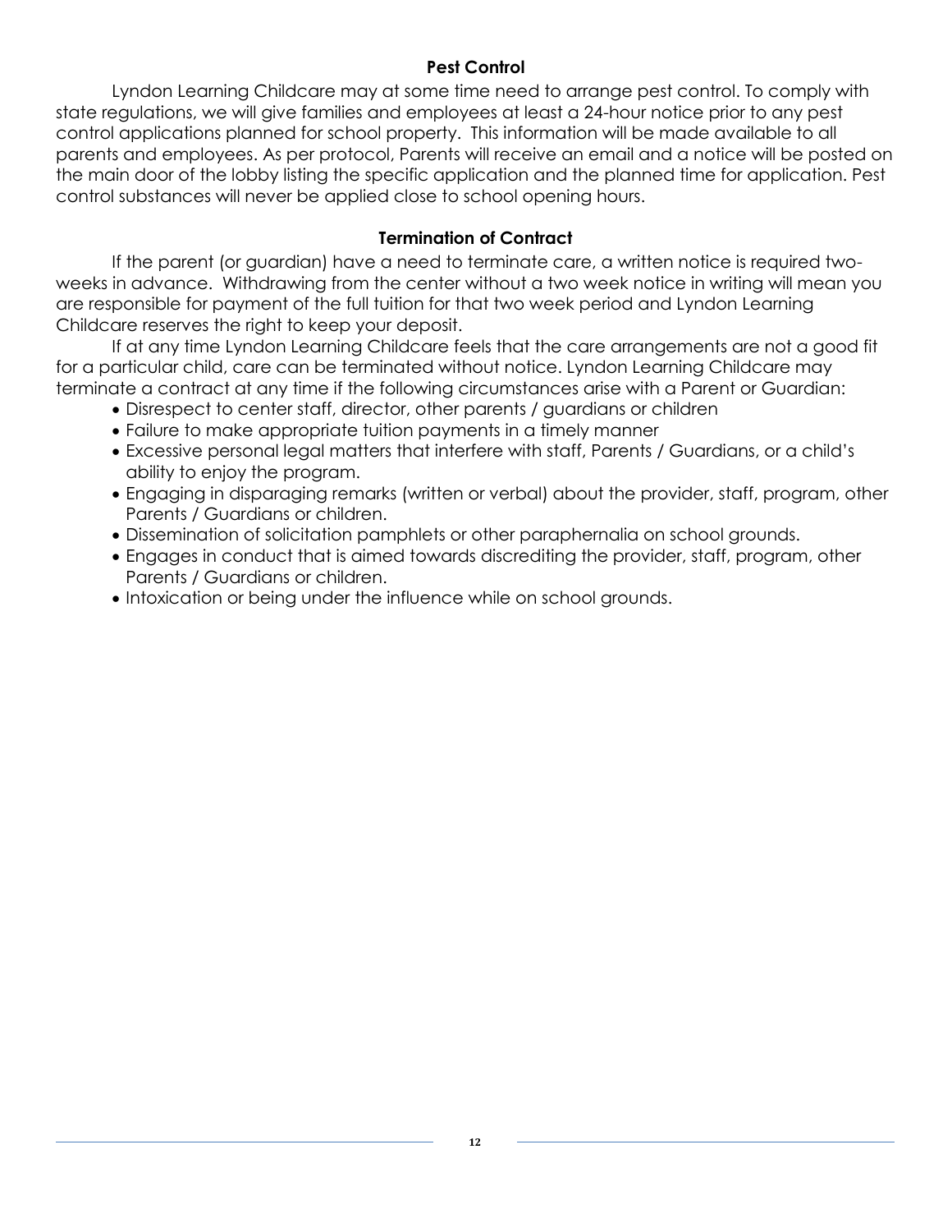## Pest Control

Lyndon Learning Childcare may at some time need to arrange pest control. To comply with state regulations, we will give families and employees at least a 24-hour notice prior to any pest control applications planned for school property. This information will be made available to all parents and employees. As per protocol, Parents will receive an email and a notice will be posted on the main door of the lobby listing the specific application and the planned time for application. Pest control substances will never be applied close to school opening hours.

## Termination of Contract

If the parent (or guardian) have a need to terminate care, a written notice is required two-weeks in advance. Withdrawing from the center without a two week notice in writing will mean you are responsible for payment of the full tuition for that two week period and Lyndon Learning Childcare reserves the right to keep your deposit.

If at any time Lyndon Learning Childcare feels that the care arrangements are not a good fit for a particular child, care can be terminated without notice. Lyndon Learning Childcare may terminate a contract at any time if the following circumstances arise with a Parent or Guardian:

- Disrespect to center staff, director, other parents / guardians or children
- Failure to make appropriate tuition payments in a timely manner
- Excessive personal legal matters that interfere with staff, Parents / Guardians, or a child's ability to enjoy the program.
- Engaging in disparaging remarks (written or verbal) about the provider, staff, program, other Parents / Guardians or children.
- Dissemination of solicitation pamphlets or other paraphernalia on school grounds.
- Engages in conduct that is aimed towards discrediting the provider, staff, program, other Parents / Guardians or children.
- Intoxication or being under the influence while on school grounds.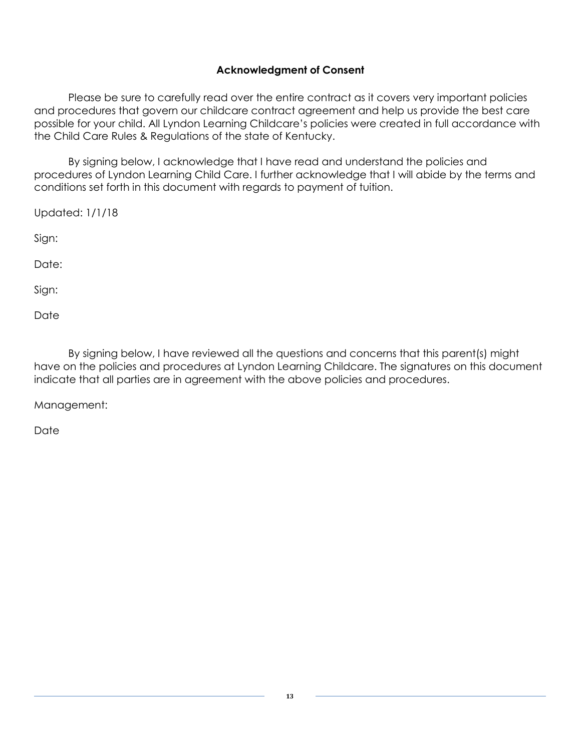### Acknowledgment of Consent

Please be sure to carefully read over the entire contract as it covers very important policies and procedures that govern our childcare contract agreement and help us provide the best care possible for your child. All Lyndon Learning Childcare's policies were created in full accordance with the Child Care Rules & Regulations of the state of Kentucky.

By signing below, I acknowledge that I have read and understand the policies and procedures of Lyndon Learning Child Care. I further acknowledge that I will abide by the terms and conditions set forth in this document with regards to payment of tuition.

Updated: 1/1/18

Sign:

Date:

Sign:

Date

By signing below, I have reviewed all the questions and concerns that this parent(s) might have on the policies and procedures at Lyndon Learning Childcare. The signatures on this document indicate that all parties are in agreement with the above policies and procedures.

Management:

Date